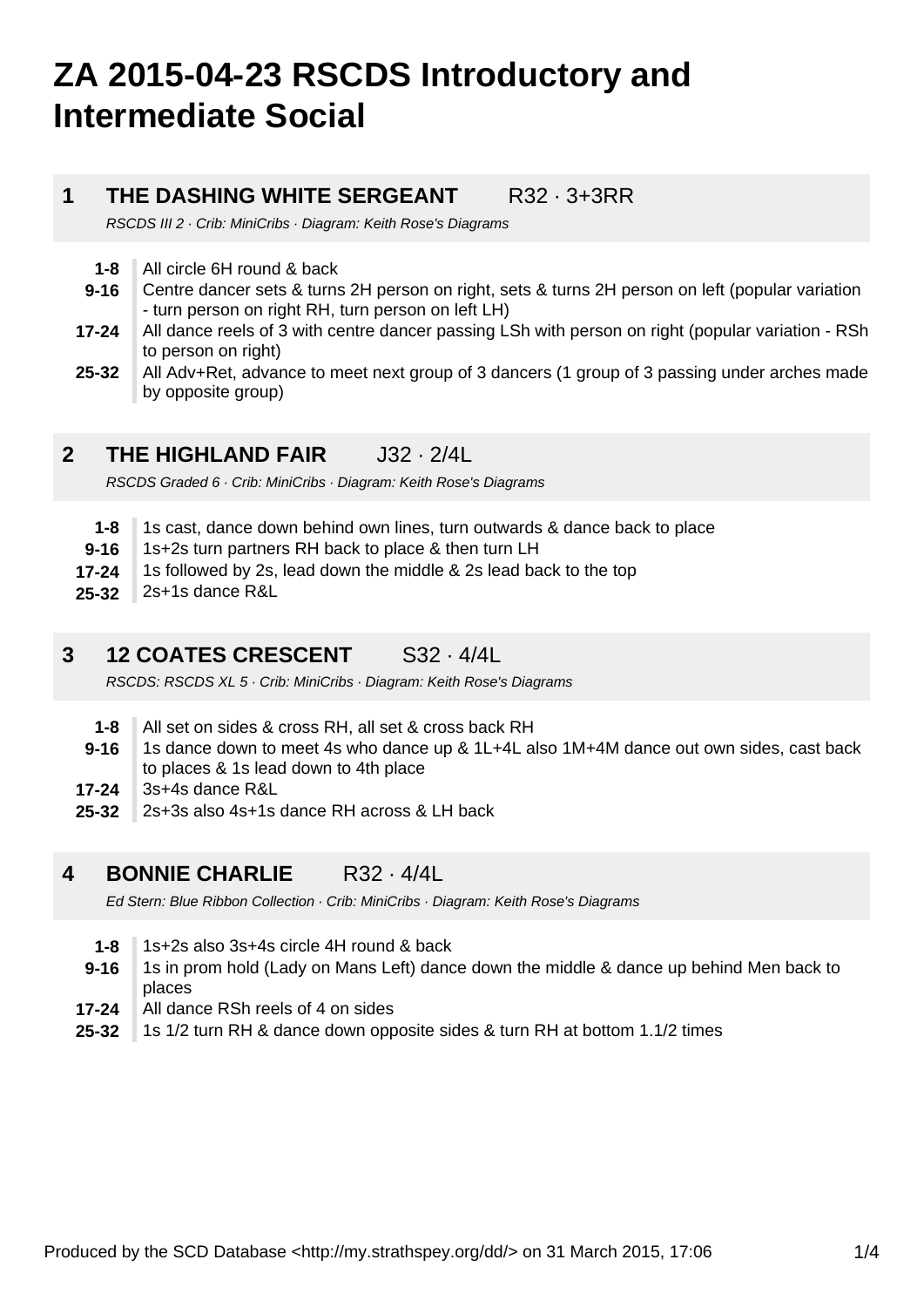# ZA 2015-04-23 RSCDS Introductory and Intermediate Social

## 1 THE DASHING WHITE SERGEANT R32 · 3+3RR

*RSCDS III 2 · Crib: MiniCribs · Diagram: Keith Rose's Diagrams*

- **1-8** All circle 6H round & back
- **9-16** Centre dancer sets & turns 2H person on right, sets & turns 2H person on left (popular variation - turn person on right RH, turn person on left LH)
- **17-24** All dance reels of 3 with centre dancer passing LSh with person on right (popular variation - RSh to person on right)
- **25-32** All Adv+Ret, advance to meet next group of 3 dancers (1 group of 3 passing under arches made by opposite group)

## 2 THE HIGHLAND FAIR J32 · 2/4L

*RSCDS Graded 6 · Crib: MiniCribs · Diagram: Keith Rose's Diagrams*

- **1-8** 1s cast, dance down behind own lines, turn outwards & dance back to place
- **9-16** 1s+2s turn partners RH back to place & then turn LH
- **17-24** 1s followed by 2s, lead down the middle & 2s lead back to the top
- **25-32** 2s+1s dance R&L

## 3 12 COATES CRESCENT S32 · 4/4L

*RSCDS: RSCDS XL 5 · Crib: MiniCribs · Diagram: Keith Rose's Diagrams*

- **1-8** All set on sides & cross RH, all set & cross back RH
- **9-16** 1s dance down to meet 4s who dance up & 1L+4L also 1M+4M dance out own sides, cast back to places & 1s lead down to 4th place
- **17-24** 3s+4s dance R&L
- **25-32** 2s+3s also 4s+1s dance RH across & LH back

## 4 BONNIE CHARLIE R32 · 4/4L

*Ed Stern: Blue Ribbon Collection · Crib: MiniCribs · Diagram: Keith Rose's Diagrams*

- **1-8** 1s+2s also 3s+4s circle 4H round & back
- **9-16** 1s in prom hold (Lady on Mans Left) dance down the middle & dance up behind Men back to places
- **17-24** All dance RSh reels of 4 on sides
- **25-32** 1s 1/2 turn RH & dance down opposite sides & turn RH at bottom 1.1/2 times

Produced by the SCD Database <http://my.strathspey.org/dd/> on 31 March 2015, 17:06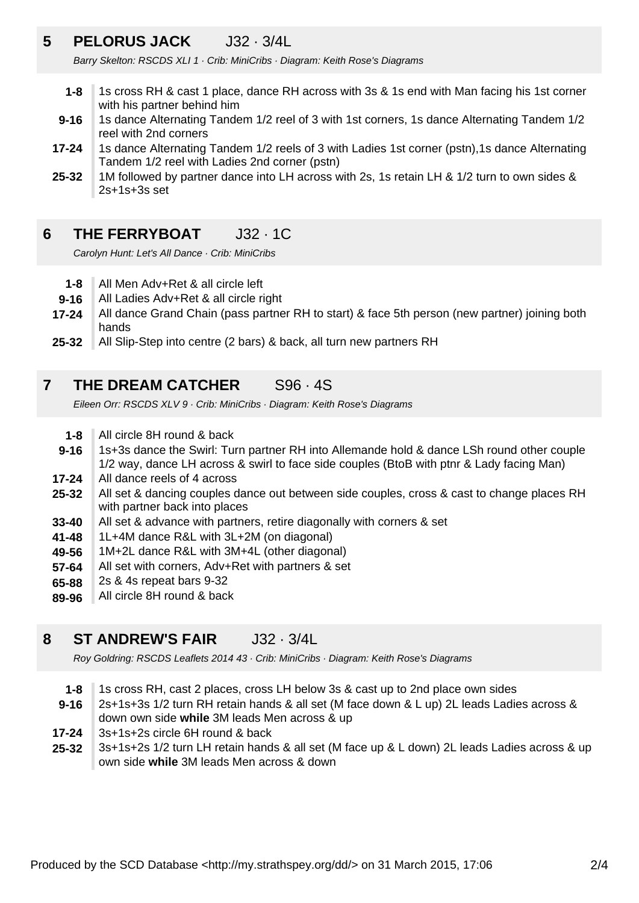## 5 PELORUS JACK J32 · 3/4L

*Barry Skelton: RSCDS XLI 1 · Crib: MiniCribs · Diagram: Keith Rose's Diagrams*

| | |
|---|---|
| **1-8** | 1s cross RH & cast 1 place, dance RH across with 3s & 1s end with Man facing his 1st corner with his partner behind him |
| **9-16** | 1s dance Alternating Tandem 1/2 reel of 3 with 1st corners, 1s dance Alternating Tandem 1/2 reel with 2nd corners |
| **17-24** | 1s dance Alternating Tandem 1/2 reels of 3 with Ladies 1st corner (pstn),1s dance Alternating Tandem 1/2 reel with Ladies 2nd corner (pstn) |
| **25-32** | 1M followed by partner dance into LH across with 2s, 1s retain LH & 1/2 turn to own sides & 2s+1s+3s set |

## 6 THE FERRYBOAT J32 · 1C

*Carolyn Hunt: Let's All Dance · Crib: MiniCribs*

| | |
|---|---|
| **1-8** | All Men Adv+Ret & all circle left |
| **9-16** | All Ladies Adv+Ret & all circle right |
| **17-24** | All dance Grand Chain (pass partner RH to start) & face 5th person (new partner) joining both hands |
| **25-32** | All Slip-Step into centre (2 bars) & back, all turn new partners RH |

## 7 THE DREAM CATCHER S96 · 4S

*Eileen Orr: RSCDS XLV 9 · Crib: MiniCribs · Diagram: Keith Rose's Diagrams*

| | |
|---|---|
| **1-8** | All circle 8H round & back |
| **9-16** | 1s+3s dance the Swirl: Turn partner RH into Allemande hold & dance LSh round other couple 1/2 way, dance LH across & swirl to face side couples (BtoB with ptnr & Lady facing Man) |
| **17-24** | All dance reels of 4 across |
| **25-32** | All set & dancing couples dance out between side couples, cross & cast to change places RH with partner back into places |
| **33-40** | All set & advance with partners, retire diagonally with corners & set |
| **41-48** | 1L+4M dance R&L with 3L+2M (on diagonal) |
| **49-56** | 1M+2L dance R&L with 3M+4L (other diagonal) |
| **57-64** | All set with corners, Adv+Ret with partners & set |
| **65-88** | 2s & 4s repeat bars 9-32 |
| **89-96** | All circle 8H round & back |

## 8 ST ANDREW'S FAIR J32 · 3/4L

*Roy Goldring: RSCDS Leaflets 2014 43 · Crib: MiniCribs · Diagram: Keith Rose's Diagrams*

| | |
|---|---|
| **1-8** | 1s cross RH, cast 2 places, cross LH below 3s & cast up to 2nd place own sides |
| **9-16** | 2s+1s+3s 1/2 turn RH retain hands & all set (M face down & L up) 2L leads Ladies across & down own side **while** 3M leads Men across & up |
| **17-24** | 3s+1s+2s circle 6H round & back |
| **25-32** | 3s+1s+2s 1/2 turn LH retain hands & all set (M face up & L down) 2L leads Ladies across & up own side **while** 3M leads Men across & down |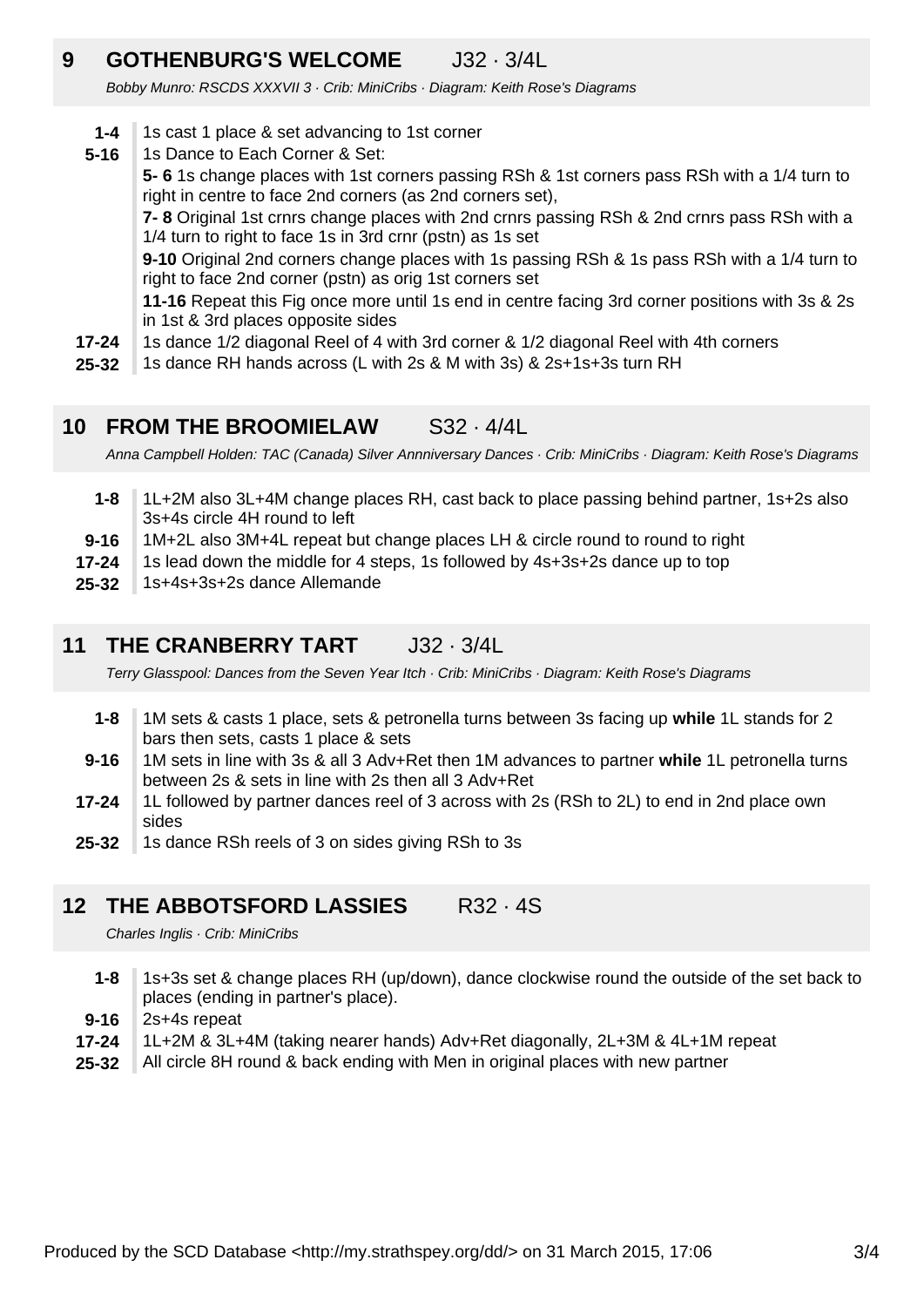## 9 GOTHENBURG'S WELCOME J32 · 3/4L

*Bobby Munro: RSCDS XXXVII 3 · Crib: MiniCribs · Diagram: Keith Rose's Diagrams*

- **1-4** 1s cast 1 place & set advancing to 1st corner
- **5-16** 1s Dance to Each Corner & Set:
  **5- 6** 1s change places with 1st corners passing RSh & 1st corners pass RSh with a 1/4 turn to right in centre to face 2nd corners (as 2nd corners set),
  **7- 8** Original 1st crnrs change places with 2nd crnrs passing RSh & 2nd crnrs pass RSh with a 1/4 turn to right to face 1s in 3rd crnr (pstn) as 1s set
  **9-10** Original 2nd corners change places with 1s passing RSh & 1s pass RSh with a 1/4 turn to right to face 2nd corner (pstn) as orig 1st corners set
  **11-16** Repeat this Fig once more until 1s end in centre facing 3rd corner positions with 3s & 2s in 1st & 3rd places opposite sides
- **17-24** 1s dance 1/2 diagonal Reel of 4 with 3rd corner & 1/2 diagonal Reel with 4th corners
- **25-32** 1s dance RH hands across (L with 2s & M with 3s) & 2s+1s+3s turn RH

## 10 FROM THE BROOMIELAW S32 · 4/4L

*Anna Campbell Holden: TAC (Canada) Silver Annniversary Dances · Crib: MiniCribs · Diagram: Keith Rose's Diagrams*

- **1-8** 1L+2M also 3L+4M change places RH, cast back to place passing behind partner, 1s+2s also 3s+4s circle 4H round to left
- **9-16** 1M+2L also 3M+4L repeat but change places LH & circle round to round to right
- **17-24** 1s lead down the middle for 4 steps, 1s followed by 4s+3s+2s dance up to top
- **25-32** 1s+4s+3s+2s dance Allemande

## 11 THE CRANBERRY TART J32 · 3/4L

*Terry Glasspool: Dances from the Seven Year Itch · Crib: MiniCribs · Diagram: Keith Rose's Diagrams*

- **1-8** 1M sets & casts 1 place, sets & petronella turns between 3s facing up **while** 1L stands for 2 bars then sets, casts 1 place & sets
- **9-16** 1M sets in line with 3s & all 3 Adv+Ret then 1M advances to partner **while** 1L petronella turns between 2s & sets in line with 2s then all 3 Adv+Ret
- **17-24** 1L followed by partner dances reel of 3 across with 2s (RSh to 2L) to end in 2nd place own sides
- **25-32** 1s dance RSh reels of 3 on sides giving RSh to 3s

## 12 THE ABBOTSFORD LASSIES R32 · 4S

*Charles Inglis · Crib: MiniCribs*

- **1-8** 1s+3s set & change places RH (up/down), dance clockwise round the outside of the set back to places (ending in partner's place).
- **9-16** 2s+4s repeat
- **17-24** 1L+2M & 3L+4M (taking nearer hands) Adv+Ret diagonally, 2L+3M & 4L+1M repeat
- **25-32** All circle 8H round & back ending with Men in original places with new partner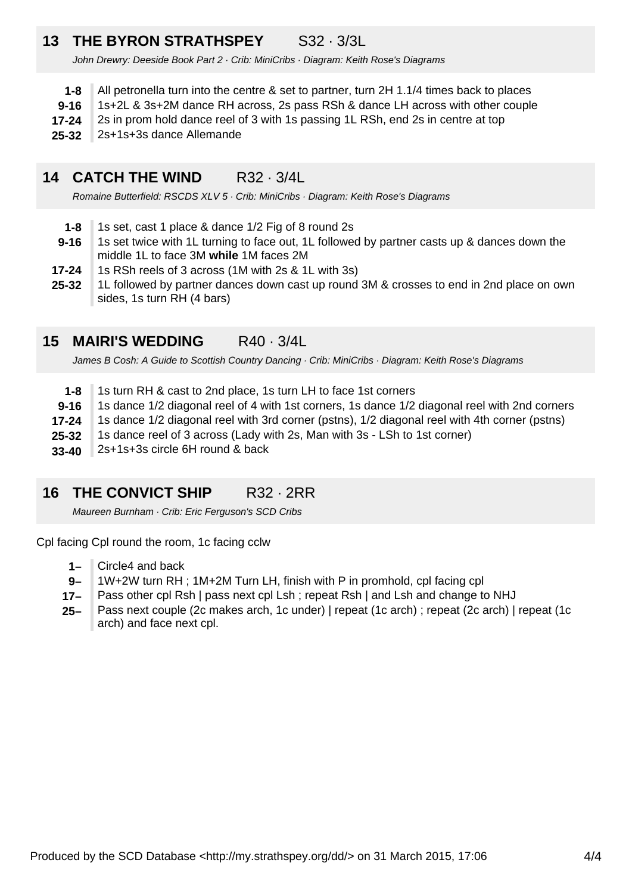## 13 THE BYRON STRATHSPEY S32 · 3/3L

*John Drewry: Deeside Book Part 2 · Crib: MiniCribs · Diagram: Keith Rose's Diagrams*

- **1-8** All petronella turn into the centre & set to partner, turn 2H 1.1/4 times back to places
- **9-16** 1s+2L & 3s+2M dance RH across, 2s pass RSh & dance LH across with other couple
- **17-24** 2s in prom hold dance reel of 3 with 1s passing 1L RSh, end 2s in centre at top
- **25-32** 2s+1s+3s dance Allemande

## 14 CATCH THE WIND R32 · 3/4L

*Romaine Butterfield: RSCDS XLV 5 · Crib: MiniCribs · Diagram: Keith Rose's Diagrams*

- **1-8** 1s set, cast 1 place & dance 1/2 Fig of 8 round 2s
- **9-16** 1s set twice with 1L turning to face out, 1L followed by partner casts up & dances down the middle 1L to face 3M **while** 1M faces 2M
- **17-24** 1s RSh reels of 3 across (1M with 2s & 1L with 3s)
- **25-32** 1L followed by partner dances down cast up round 3M & crosses to end in 2nd place on own sides, 1s turn RH (4 bars)

## 15 MAIRI'S WEDDING R40 · 3/4L

*James B Cosh: A Guide to Scottish Country Dancing · Crib: MiniCribs · Diagram: Keith Rose's Diagrams*

- **1-8** 1s turn RH & cast to 2nd place, 1s turn LH to face 1st corners
- **9-16** 1s dance 1/2 diagonal reel of 4 with 1st corners, 1s dance 1/2 diagonal reel with 2nd corners
- **17-24** 1s dance 1/2 diagonal reel with 3rd corner (pstns), 1/2 diagonal reel with 4th corner (pstns)
- **25-32** 1s dance reel of 3 across (Lady with 2s, Man with 3s - LSh to 1st corner)
- **33-40** 2s+1s+3s circle 6H round & back

## 16 THE CONVICT SHIP R32 · 2RR

*Maureen Burnham · Crib: Eric Ferguson's SCD Cribs*

Cpl facing Cpl round the room, 1c facing cclw

- **1–** Circle4 and back
- **9–** 1W+2W turn RH ; 1M+2M Turn LH, finish with P in promhold, cpl facing cpl
- **17–** Pass other cpl Rsh | pass next cpl Lsh ; repeat Rsh | and Lsh and change to NHJ
- **25–** Pass next couple (2c makes arch, 1c under) | repeat (1c arch) ; repeat (2c arch) | repeat (1c arch) and face next cpl.

Produced by the SCD Database <http://my.strathspey.org/dd/> on 31 March 2015, 17:06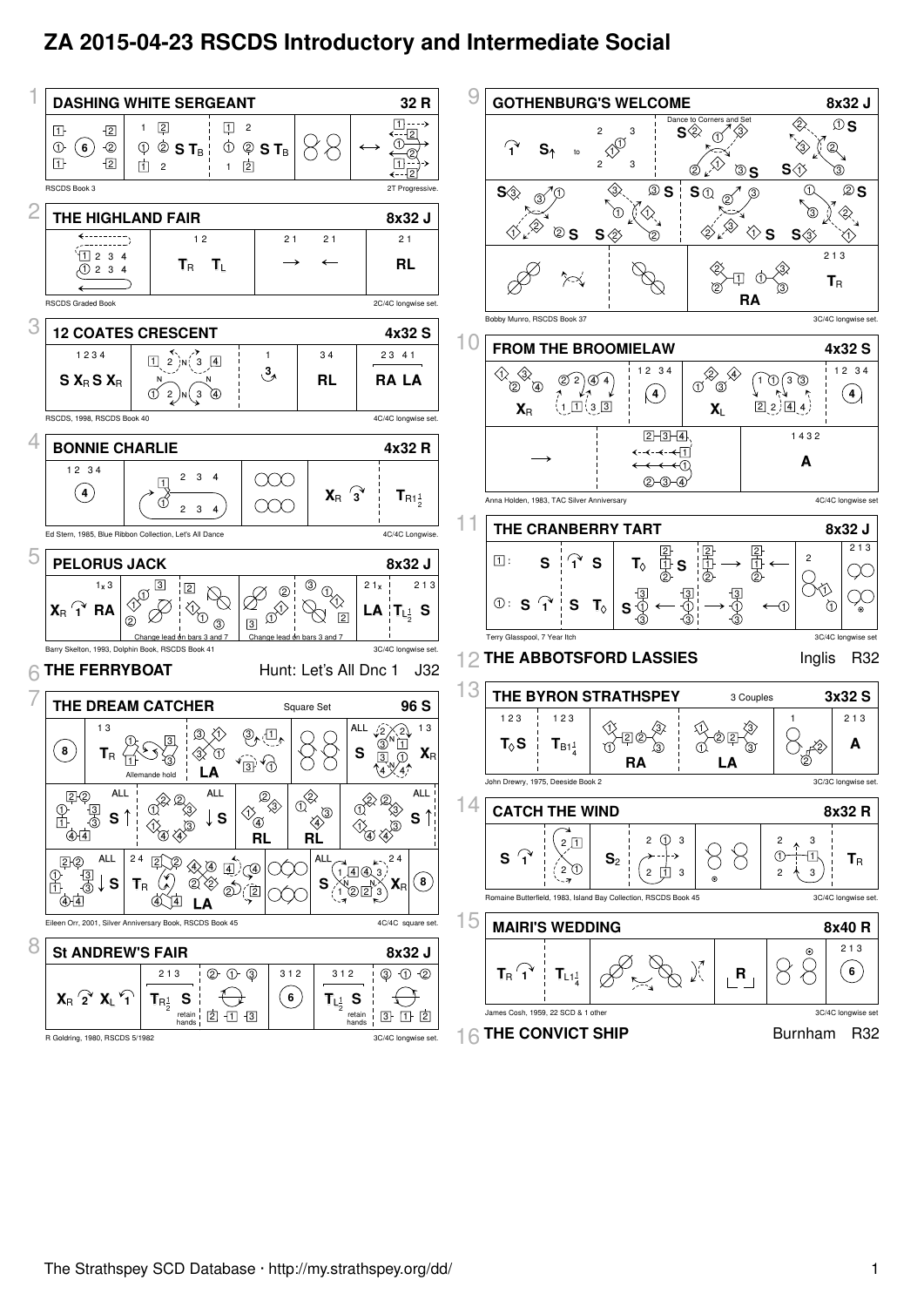# ZA 2015-04-23 RSCDS Introductory and Intermediate Social

1 **DASHING WHITE SERGEANT** 32 R

S $T_B$ S $T_B$

RSCDS Book 3 — 2T Progressive.

2 **THE HIGHLAND FAIR** 8x32 J

12 | 21 | 21 | 21

$T_R$ $T_L$ → ← RL

RSCDS Graded Book — 2C/4C longwise set.

3 **12 COATES CRESCENT** 4x32 S

1234 | 1 | 34 | 23 41

S $X_R$ S $X_R$ | RL | RA LA

RSCDS, 1998, RSCDS Book 40 — 4C/4C longwise set.

4 **BONNIE CHARLIE** 4x32 R

12 34 | 2 3 4

$X_R$ $T_{R1\frac{1}{2}}$

Ed Stern, 1985, Blue Ribbon Collection, Let's All Dance — 4C/4C Longwise.

5 **PELORUS JACK** 8x32 J

1x3 | 21x | 213

$X_R$ RA | Change lead on bars 3 and 7 | Change lead on bars 3 and 7 | LA $T_{L\frac{1}{2}}$ S

Barry Skelton, 1993, Dolphin Book, RSCDS Book 41 — 3C/4C longwise set.

6 **THE FERRYBOAT** Hunt: Let's All Dnc 1 J32

7 **THE DREAM CATCHER** Square Set 96 S

13 | ALL | 13

8 $T_R$ Allemande hold LA | S $X_R$

ALL S ↑ | ALL ↓ S | RL | RL | ALL S ↑

ALL ↓ S | 24 $T_R$ LA | ALL S | 24 $X_R$ 8

Eileen Orr, 2001, Silver Anniversary Book, RSCDS Book 45 — 4C/4C square set.

8 **St ANDREW'S FAIR** 8x32 J

213 | 312 | 312

$X_R$ $X_L$ | $T_{R\frac{1}{2}}$ S retain hands | 6 | $T_{L\frac{1}{2}}$ S retain hands

R Goldring, 1980, RSCDS 5/1982 — 3C/4C longwise set.

9 **GOTHENBURG'S WELCOME** 8x32 J

S to | Dance to Corners and Set S S | S S

S S | S S | S S | S S

213 | RA | $T_R$

Bobby Munro, RSCDS Book 37 — 3C/4C longwise set.

10 **FROM THE BROOMIELAW** 4x32 S

$X_R$ | 12 34 4 | $X_L$ | 12 34 4

→ | 1432 A

Anna Holden, 1983, TAC Silver Anniversary — 4C/4C longwise set

11 **THE CRANBERRY TART** 8x32 J

S S | $T_\Diamond$ S | → ← | 2 | 213

S S $T_\Diamond$ | S ← → ←

Terry Glasspool, 7 Year Itch — 3C/4C longwise set

12 **THE ABBOTSFORD LASSIES** Inglis R32

13 **THE BYRON STRATHSPEY** 3 Couples 3x32 S

123 | 123 | | | 1 | 213

$T_\Diamond$S | $T_{B1\frac{1}{4}}$ | RA | LA | | A

John Drewry, 1975, Deeside Book 2 — 3C/3C longwise set.

14 **CATCH THE WIND** 8x32 R

S | $S_2$ | $T_R$

Romaine Butterfield, 1983, Island Bay Collection, RSCDS Book 45 — 3C/4C longwise set.

15 **MAIRI'S WEDDING** 8x40 R

$T_R$ $T_{L1\frac{1}{4}}$ | R | 213 6

James Cosh, 1959, 22 SCD & 1 other — 3C/4C longwise set

16 **THE CONVICT SHIP** Burnham R32